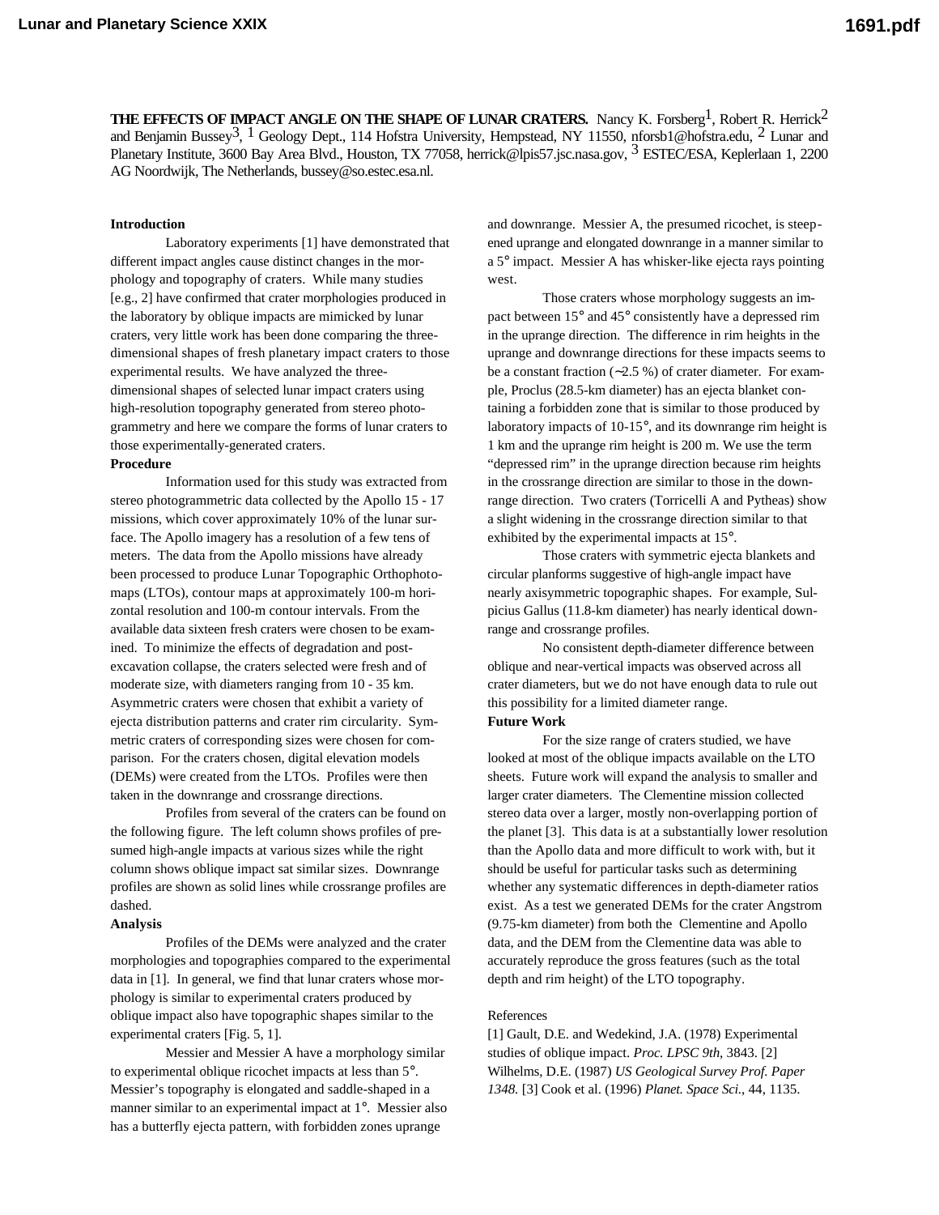**THE EFFECTS OF IMPACT ANGLE ON THE SHAPE OF LUNAR CRATERS.** Nancy K. Forsberg[1], Robert R. Herrick[2] and Benjamin Bussey[3], [1] Geology Dept., 114 Hofstra University, Hempstead, NY 11550, nforsb1@hofstra.edu, [2] Lunar and Planetary Institute, 3600 Bay Area Blvd., Houston, TX 77058, herrick@lpis57.jsc.nasa.gov, [3] ESTEC/ESA, Keplerlaan 1, 2200 AG Noordwijk, The Netherlands, bussey@so.estec.esa.nl.

**Introduction**

Laboratory experiments [1] have demonstrated that different impact angles cause distinct changes in the morphology and topography of craters. While many studies [e.g., 2] have confirmed that crater morphologies produced in the laboratory by oblique impacts are mimicked by lunar craters, very little work has been done comparing the three-dimensional shapes of fresh planetary impact craters to those experimental results. We have analyzed the three-dimensional shapes of selected lunar impact craters using high-resolution topography generated from stereo photogrammetry and here we compare the forms of lunar craters to those experimentally-generated craters.

**Procedure**

Information used for this study was extracted from stereo photogrammetric data collected by the Apollo 15 - 17 missions, which cover approximately 10% of the lunar surface. The Apollo imagery has a resolution of a few tens of meters. The data from the Apollo missions have already been processed to produce Lunar Topographic Orthophotomaps (LTOs), contour maps at approximately 100-m horizontal resolution and 100-m contour intervals. From the available data sixteen fresh craters were chosen to be examined. To minimize the effects of degradation and post-excavation collapse, the craters selected were fresh and of moderate size, with diameters ranging from 10 - 35 km. Asymmetric craters were chosen that exhibit a variety of ejecta distribution patterns and crater rim circularity. Symmetric craters of corresponding sizes were chosen for comparison. For the craters chosen, digital elevation models (DEMs) were created from the LTOs. Profiles were then taken in the downrange and crossrange directions.

Profiles from several of the craters can be found on the following figure. The left column shows profiles of presumed high-angle impacts at various sizes while the right column shows oblique impact sat similar sizes. Downrange profiles are shown as solid lines while crossrange profiles are dashed.

**Analysis**

Profiles of the DEMs were analyzed and the crater morphologies and topographies compared to the experimental data in [1]. In general, we find that lunar craters whose morphology is similar to experimental craters produced by oblique impact also have topographic shapes similar to the experimental craters [Fig. 5, 1].

Messier and Messier A have a morphology similar to experimental oblique ricochet impacts at less than 5°. Messier's topography is elongated and saddle-shaped in a manner similar to an experimental impact at 1°. Messier also has a butterfly ejecta pattern, with forbidden zones uprange and downrange. Messier A, the presumed ricochet, is steepened uprange and elongated downrange in a manner similar to a 5° impact. Messier A has whisker-like ejecta rays pointing west.

Those craters whose morphology suggests an impact between 15° and 45° consistently have a depressed rim in the uprange direction. The difference in rim heights in the uprange and downrange directions for these impacts seems to be a constant fraction (~2.5 %) of crater diameter. For example, Proclus (28.5-km diameter) has an ejecta blanket containing a forbidden zone that is similar to those produced by laboratory impacts of 10-15°, and its downrange rim height is 1 km and the uprange rim height is 200 m. We use the term "depressed rim" in the uprange direction because rim heights in the crossrange direction are similar to those in the downrange direction. Two craters (Torricelli A and Pytheas) show a slight widening in the crossrange direction similar to that exhibited by the experimental impacts at 15°.

Those craters with symmetric ejecta blankets and circular planforms suggestive of high-angle impact have nearly axisymmetric topographic shapes. For example, Sulpicius Gallus (11.8-km diameter) has nearly identical downrange and crossrange profiles.

No consistent depth-diameter difference between oblique and near-vertical impacts was observed across all crater diameters, but we do not have enough data to rule out this possibility for a limited diameter range.

**Future Work**

For the size range of craters studied, we have looked at most of the oblique impacts available on the LTO sheets. Future work will expand the analysis to smaller and larger crater diameters. The Clementine mission collected stereo data over a larger, mostly non-overlapping portion of the planet [3]. This data is at a substantially lower resolution than the Apollo data and more difficult to work with, but it should be useful for particular tasks such as determining whether any systematic differences in depth-diameter ratios exist. As a test we generated DEMs for the crater Angstrom (9.75-km diameter) from both the Clementine and Apollo data, and the DEM from the Clementine data was able to accurately reproduce the gross features (such as the total depth and rim height) of the LTO topography.

References

[1] Gault, D.E. and Wedekind, J.A. (1978) Experimental studies of oblique impact. *Proc. LPSC 9th*, 3843. [2] Wilhelms, D.E. (1987) *US Geological Survey Prof. Paper 1348.* [3] Cook et al. (1996) *Planet. Space Sci.*, 44, 1135.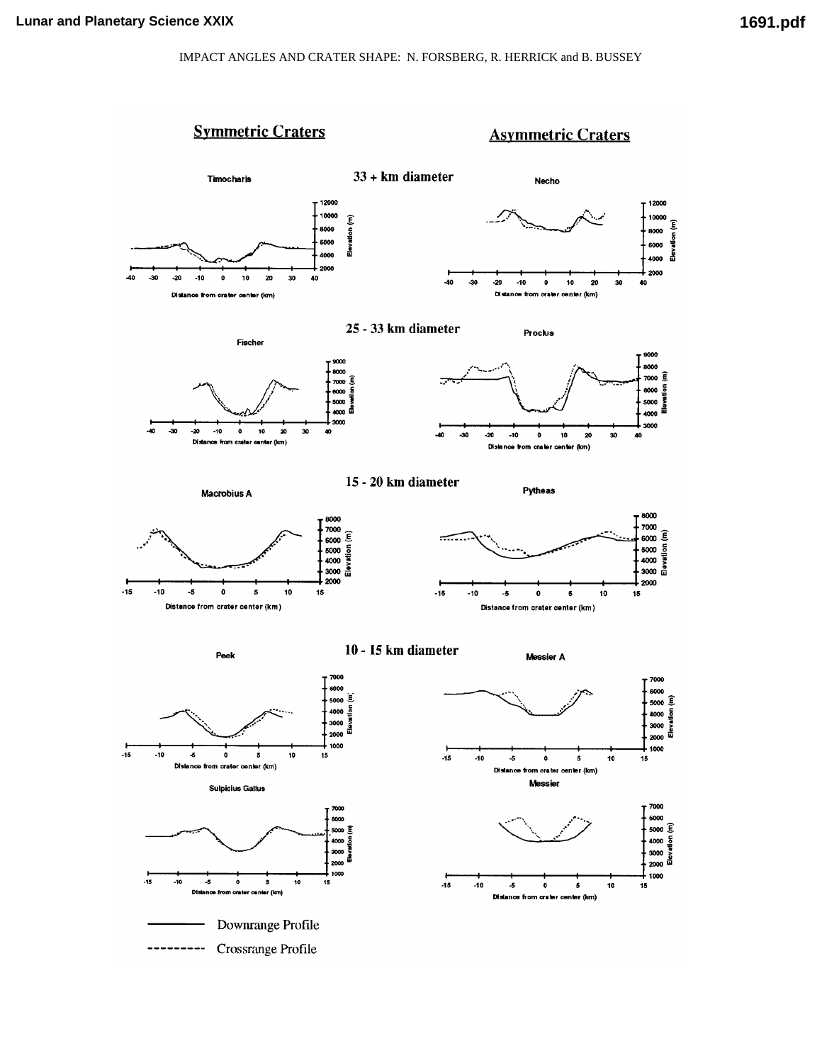IMPACT ANGLES AND CRATER SHAPE: N. FORSBERG, R. HERRICK and B. BUSSEY

**Symmetric Craters**

**Asymmetric Craters**

**33 + km diameter**

Timocharis

12000
10000
8000
6000
4000
2000
Elevation (m)
-40 -30 -20 -10 0 10 20 30 40
Distance from crater center (km)

Necho

12000
10000
8000
6000
4000
2000
Elevation (m)
-40 -30 -20 -10 0 10 20 30 40
Distance from crater center (km)

**25 - 33 km diameter**

Fischer

9000
8000
7000
6000
5000
4000
3000
Elevation (m)
-40 -30 -20 -10 0 10 20 30 40
Distance from crater center (km)

Proclus

9000
8000
7000
6000
5000
4000
3000
Elevation (m)
-40 -30 -20 -10 0 10 20 30 40
Distance from crater center (km)

**15 - 20 km diameter**

Macrobius A

8000
7000
6000
5000
4000
3000
2000
Elevation (m)
-15 -10 -5 0 5 10 15
Distance from crater center (km)

Pytheas

8000
7000
6000
5000
4000
3000
2000
Elevation (m)
-15 -10 -5 0 5 10 15
Distance from crater center (km)

**10 - 15 km diameter**

Peek

7000
6000
5000
4000
3000
2000
1000
Elevation (m)
-15 -10 -5 0 5 10 15
Distance from crater center (km)

Messier A

7000
6000
5000
4000
3000
2000
1000
Elevation (m)
-15 -10 -5 0 5 10 15
Distance from crater center (km)

Sulpicius Gallus

7000
6000
5000
4000
3000
2000
1000
Elevation (m)
-15 -10 -5 0 5 10 15
Distance from crater center (km)

Messier

7000
6000
5000
4000
3000
2000
1000
Elevation (m)
-15 -10 -5 0 5 10 15
Distance from crater center (km)

Downrange Profile

Crossrange Profile